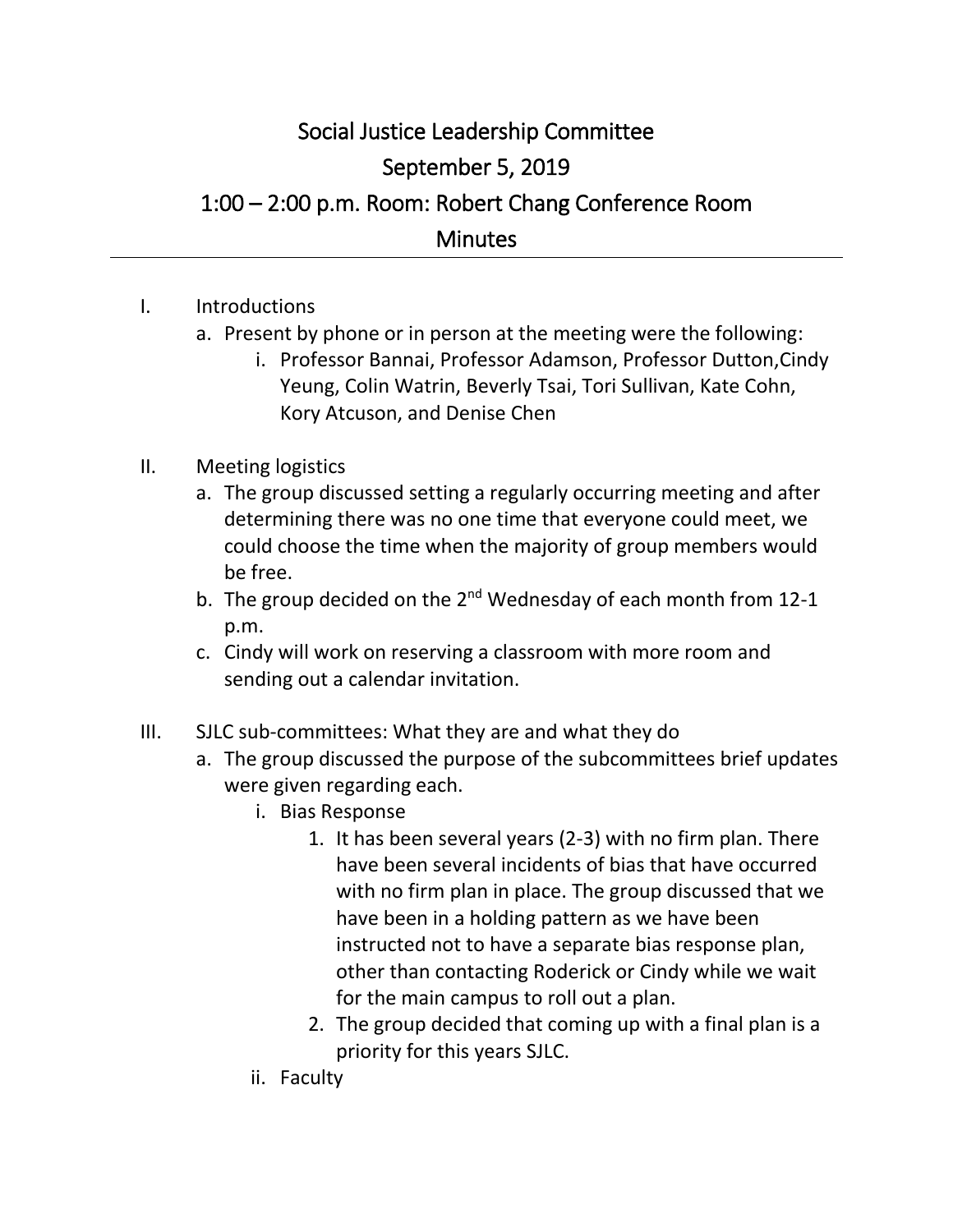# Social Justice Leadership Committee

## September 5, 2019

## 1:00 – 2:00 p.m. Room: Robert Chang Conference Room

## Minutes

---

I. Introductions
   a. Present by phone or in person at the meeting were the following:
      i. Professor Bannai, Professor Adamson, Professor Dutton,Cindy Yeung, Colin Watrin, Beverly Tsai, Tori Sullivan, Kate Cohn, Kory Atcuson, and Denise Chen

II. Meeting logistics
   a. The group discussed setting a regularly occurring meeting and after determining there was no one time that everyone could meet, we could choose the time when the majority of group members would be free.
   b. The group decided on the 2nd Wednesday of each month from 12-1 p.m.
   c. Cindy will work on reserving a classroom with more room and sending out a calendar invitation.

III. SJLC sub-committees: What they are and what they do
   a. The group discussed the purpose of the subcommittees brief updates were given regarding each.
      i. Bias Response
         1. It has been several years (2-3) with no firm plan. There have been several incidents of bias that have occurred with no firm plan in place. The group discussed that we have been in a holding pattern as we have been instructed not to have a separate bias response plan, other than contacting Roderick or Cindy while we wait for the main campus to roll out a plan.
         2. The group decided that coming up with a final plan is a priority for this years SJLC.
      ii. Faculty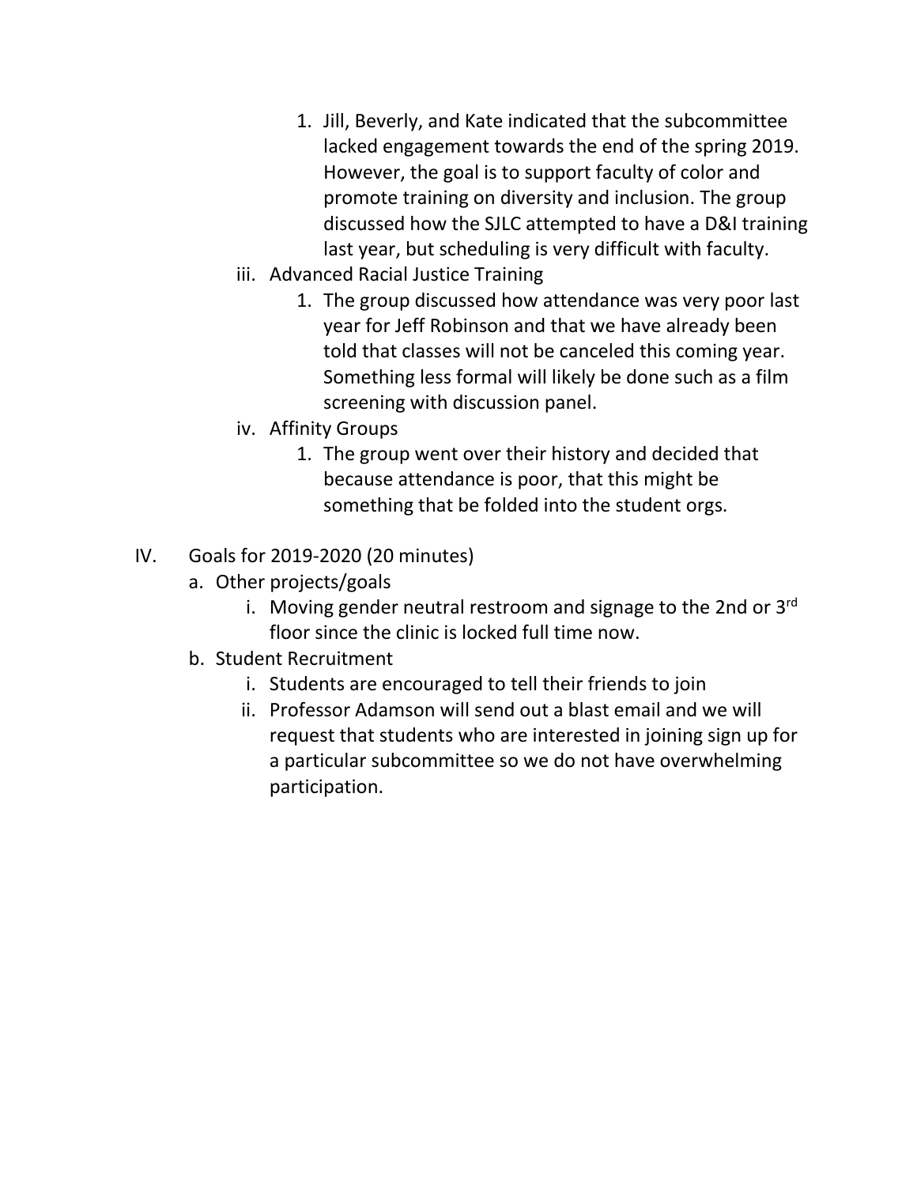1. Jill, Beverly, and Kate indicated that the subcommittee lacked engagement towards the end of the spring 2019. However, the goal is to support faculty of color and promote training on diversity and inclusion. The group discussed how the SJLC attempted to have a D&I training last year, but scheduling is very difficult with faculty.

iii. Advanced Racial Justice Training

1. The group discussed how attendance was very poor last year for Jeff Robinson and that we have already been told that classes will not be canceled this coming year. Something less formal will likely be done such as a film screening with discussion panel.

iv. Affinity Groups

1. The group went over their history and decided that because attendance is poor, that this might be something that be folded into the student orgs.

IV. Goals for 2019-2020 (20 minutes)

a. Other projects/goals

i. Moving gender neutral restroom and signage to the 2nd or 3rd floor since the clinic is locked full time now.

b. Student Recruitment

i. Students are encouraged to tell their friends to join

ii. Professor Adamson will send out a blast email and we will request that students who are interested in joining sign up for a particular subcommittee so we do not have overwhelming participation.